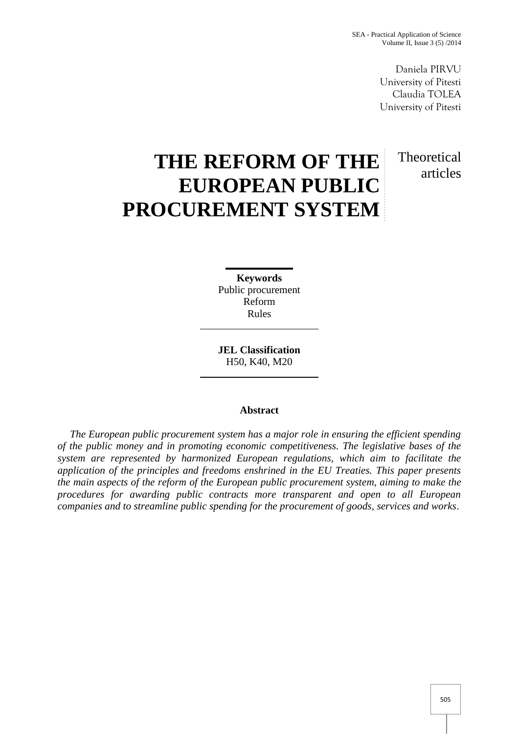Daniela PIRVU
University of Pitesti
Claudia TOLEA
University of Pitesti

# THE REFORM OF THE EUROPEAN PUBLIC PROCUREMENT SYSTEM

Theoretical articles

**Keywords**
Public procurement
Reform
Rules

**JEL Classification**
H50, K40, M20

**Abstract**

*The European public procurement system has a major role in ensuring the efficient spending of the public money and in promoting economic competitiveness. The legislative bases of the system are represented by harmonized European regulations, which aim to facilitate the application of the principles and freedoms enshrined in the EU Treaties. This paper presents the main aspects of the reform of the European public procurement system, aiming to make the procedures for awarding public contracts more transparent and open to all European companies and to streamline public spending for the procurement of goods, services and works*.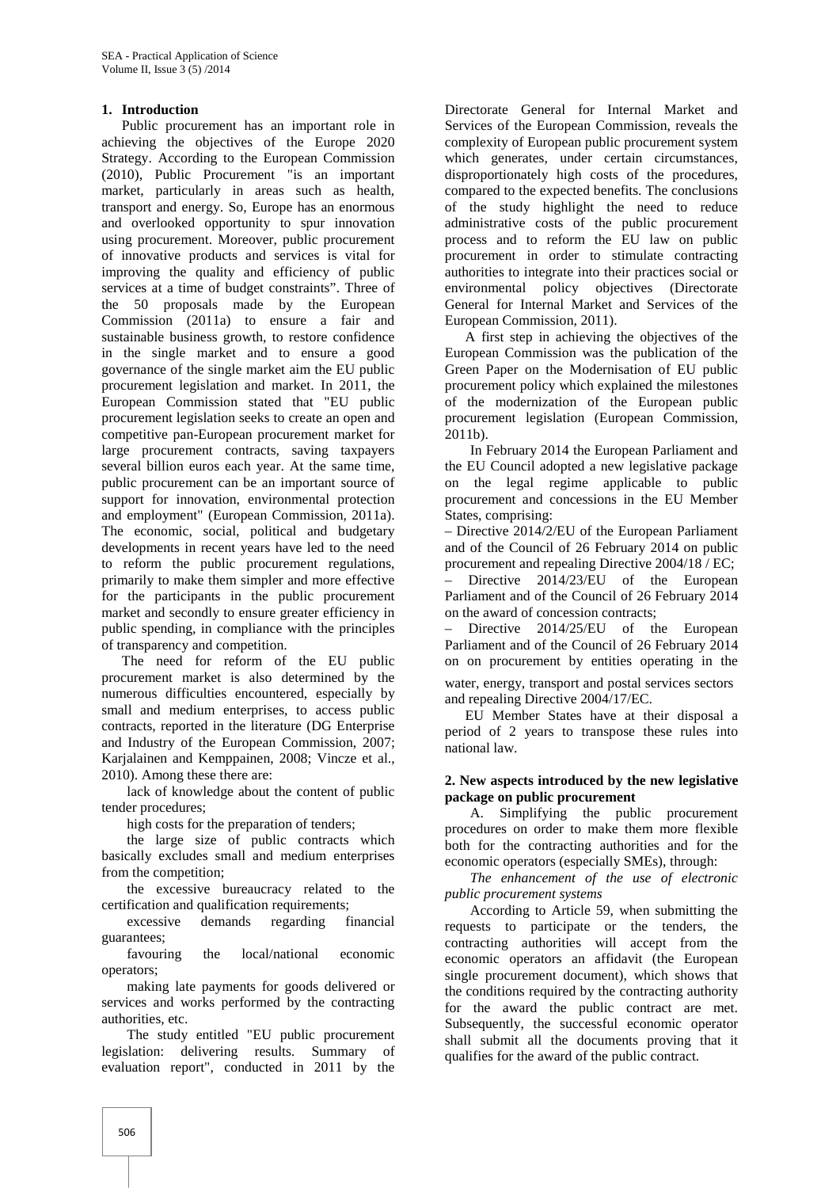## 1. Introduction

Public procurement has an important role in achieving the objectives of the Europe 2020 Strategy. According to the European Commission (2010), Public Procurement "is an important market, particularly in areas such as health, transport and energy. So, Europe has an enormous and overlooked opportunity to spur innovation using procurement. Moreover, public procurement of innovative products and services is vital for improving the quality and efficiency of public services at a time of budget constraints". Three of the 50 proposals made by the European Commission (2011a) to ensure a fair and sustainable business growth, to restore confidence in the single market and to ensure a good governance of the single market aim the EU public procurement legislation and market. In 2011, the European Commission stated that "EU public procurement legislation seeks to create an open and competitive pan-European procurement market for large procurement contracts, saving taxpayers several billion euros each year. At the same time, public procurement can be an important source of support for innovation, environmental protection and employment" (European Commission, 2011a). The economic, social, political and budgetary developments in recent years have led to the need to reform the public procurement regulations, primarily to make them simpler and more effective for the participants in the public procurement market and secondly to ensure greater efficiency in public spending, in compliance with the principles of transparency and competition.

The need for reform of the EU public procurement market is also determined by the numerous difficulties encountered, especially by small and medium enterprises, to access public contracts, reported in the literature (DG Enterprise and Industry of the European Commission, 2007; Karjalainen and Kemppainen, 2008; Vincze et al., 2010). Among these there are:

- lack of knowledge about the content of public tender procedures;
- high costs for the preparation of tenders;
- the large size of public contracts which basically excludes small and medium enterprises from the competition;
- the excessive bureaucracy related to the certification and qualification requirements;
- excessive demands regarding financial guarantees;
- favouring the local/national economic operators;
- making late payments for goods delivered or services and works performed by the contracting authorities, etc.

The study entitled "EU public procurement legislation: delivering results. Summary of evaluation report", conducted in 2011 by the Directorate General for Internal Market and Services of the European Commission, reveals the complexity of European public procurement system which generates, under certain circumstances, disproportionately high costs of the procedures, compared to the expected benefits. The conclusions of the study highlight the need to reduce administrative costs of the public procurement process and to reform the EU law on public procurement in order to stimulate contracting authorities to integrate into their practices social or environmental policy objectives (Directorate General for Internal Market and Services of the European Commission, 2011).

A first step in achieving the objectives of the European Commission was the publication of the Green Paper on the Modernisation of EU public procurement policy which explained the milestones of the modernization of the European public procurement legislation (European Commission, 2011b).

In February 2014 the European Parliament and the EU Council adopted a new legislative package on the legal regime applicable to public procurement and concessions in the EU Member States, comprising:

– Directive 2014/2/EU of the European Parliament and of the Council of 26 February 2014 on public procurement and repealing Directive 2004/18 / EC;
– Directive 2014/23/EU of the European Parliament and of the Council of 26 February 2014 on the award of concession contracts;
– Directive 2014/25/EU of the European Parliament and of the Council of 26 February 2014 on on procurement by entities operating in the water, energy, transport and postal services sectors and repealing Directive 2004/17/EC.

EU Member States have at their disposal a period of 2 years to transpose these rules into national law.

## 2. New aspects introduced by the new legislative package on public procurement

A. Simplifying the public procurement procedures on order to make them more flexible both for the contracting authorities and for the economic operators (especially SMEs), through:

*The enhancement of the use of electronic public procurement systems*

According to Article 59, when submitting the requests to participate or the tenders, the contracting authorities will accept from the economic operators an affidavit (the European single procurement document), which shows that the conditions required by the contracting authority for the award the public contract are met. Subsequently, the successful economic operator shall submit all the documents proving that it qualifies for the award of the public contract.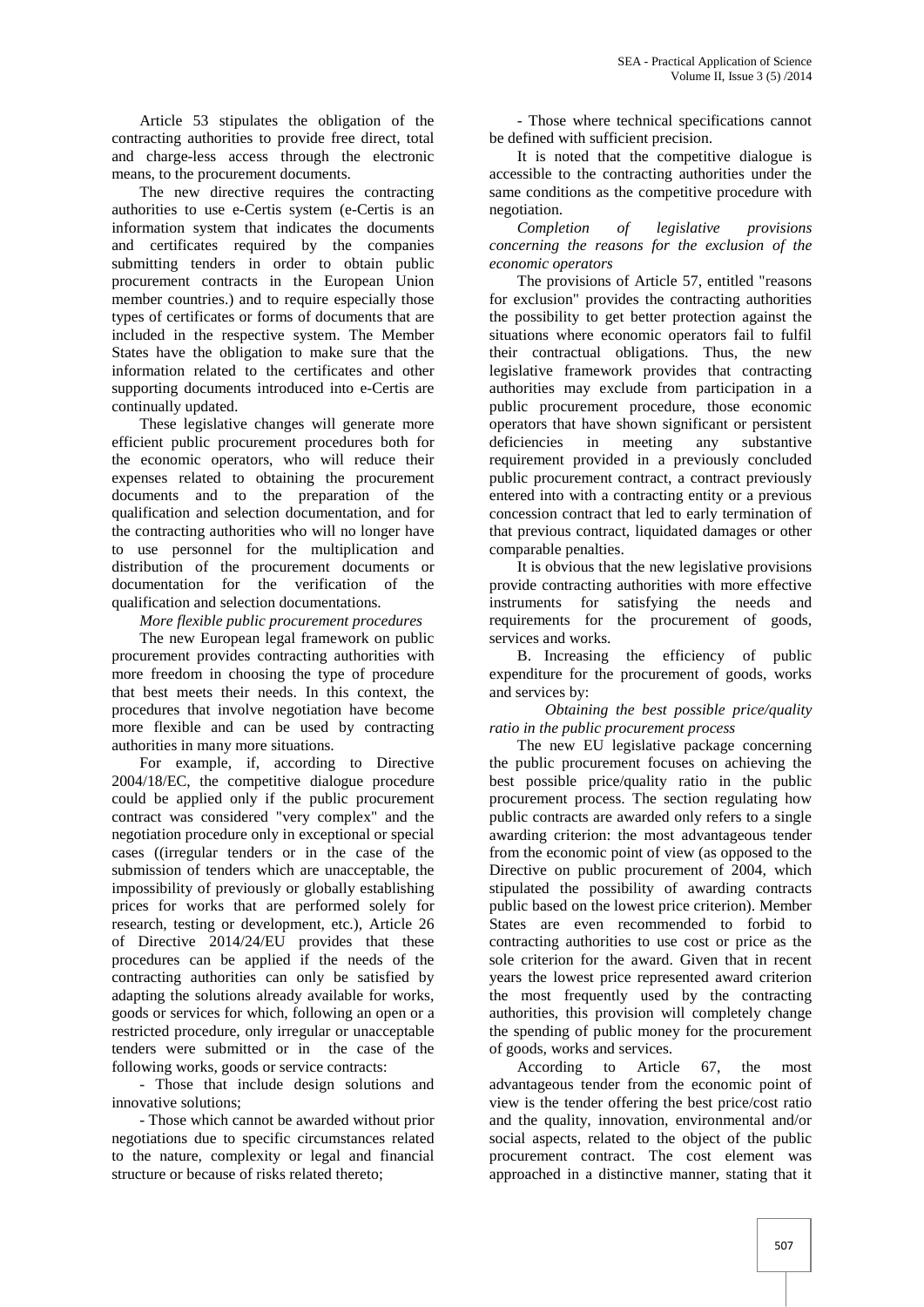Article 53 stipulates the obligation of the contracting authorities to provide free direct, total and charge-less access through the electronic means, to the procurement documents.

The new directive requires the contracting authorities to use e-Certis system (e-Certis is an information system that indicates the documents and certificates required by the companies submitting tenders in order to obtain public procurement contracts in the European Union member countries.) and to require especially those types of certificates or forms of documents that are included in the respective system. The Member States have the obligation to make sure that the information related to the certificates and other supporting documents introduced into e-Certis are continually updated.

These legislative changes will generate more efficient public procurement procedures both for the economic operators, who will reduce their expenses related to obtaining the procurement documents and to the preparation of the qualification and selection documentation, and for the contracting authorities who will no longer have to use personnel for the multiplication and distribution of the procurement documents or documentation for the verification of the qualification and selection documentations.

*More flexible public procurement procedures*

The new European legal framework on public procurement provides contracting authorities with more freedom in choosing the type of procedure that best meets their needs. In this context, the procedures that involve negotiation have become more flexible and can be used by contracting authorities in many more situations.

For example, if, according to Directive 2004/18/EC, the competitive dialogue procedure could be applied only if the public procurement contract was considered "very complex" and the negotiation procedure only in exceptional or special cases ((irregular tenders or in the case of the submission of tenders which are unacceptable, the impossibility of previously or globally establishing prices for works that are performed solely for research, testing or development, etc.), Article 26 of Directive 2014/24/EU provides that these procedures can be applied if the needs of the contracting authorities can only be satisfied by adapting the solutions already available for works, goods or services for which, following an open or a restricted procedure, only irregular or unacceptable tenders were submitted or in the case of the following works, goods or service contracts:

- Those that include design solutions and innovative solutions;
- Those which cannot be awarded without prior negotiations due to specific circumstances related to the nature, complexity or legal and financial structure or because of risks related thereto;
- Those where technical specifications cannot be defined with sufficient precision.

It is noted that the competitive dialogue is accessible to the contracting authorities under the same conditions as the competitive procedure with negotiation.

*Completion of legislative provisions concerning the reasons for the exclusion of the economic operators*

The provisions of Article 57, entitled "reasons for exclusion" provides the contracting authorities the possibility to get better protection against the situations where economic operators fail to fulfil their contractual obligations. Thus, the new legislative framework provides that contracting authorities may exclude from participation in a public procurement procedure, those economic operators that have shown significant or persistent deficiencies in meeting any substantive requirement provided in a previously concluded public procurement contract, a contract previously entered into with a contracting entity or a previous concession contract that led to early termination of that previous contract, liquidated damages or other comparable penalties.

It is obvious that the new legislative provisions provide contracting authorities with more effective instruments for satisfying the needs and requirements for the procurement of goods, services and works.

B. Increasing the efficiency of public expenditure for the procurement of goods, works and services by:

*Obtaining the best possible price/quality ratio in the public procurement process*

The new EU legislative package concerning the public procurement focuses on achieving the best possible price/quality ratio in the public procurement process. The section regulating how public contracts are awarded only refers to a single awarding criterion: the most advantageous tender from the economic point of view (as opposed to the Directive on public procurement of 2004, which stipulated the possibility of awarding contracts public based on the lowest price criterion). Member States are even recommended to forbid to contracting authorities to use cost or price as the sole criterion for the award. Given that in recent years the lowest price represented award criterion the most frequently used by the contracting authorities, this provision will completely change the spending of public money for the procurement of goods, works and services.

According to Article 67, the most advantageous tender from the economic point of view is the tender offering the best price/cost ratio and the quality, innovation, environmental and/or social aspects, related to the object of the public procurement contract. The cost element was approached in a distinctive manner, stating that it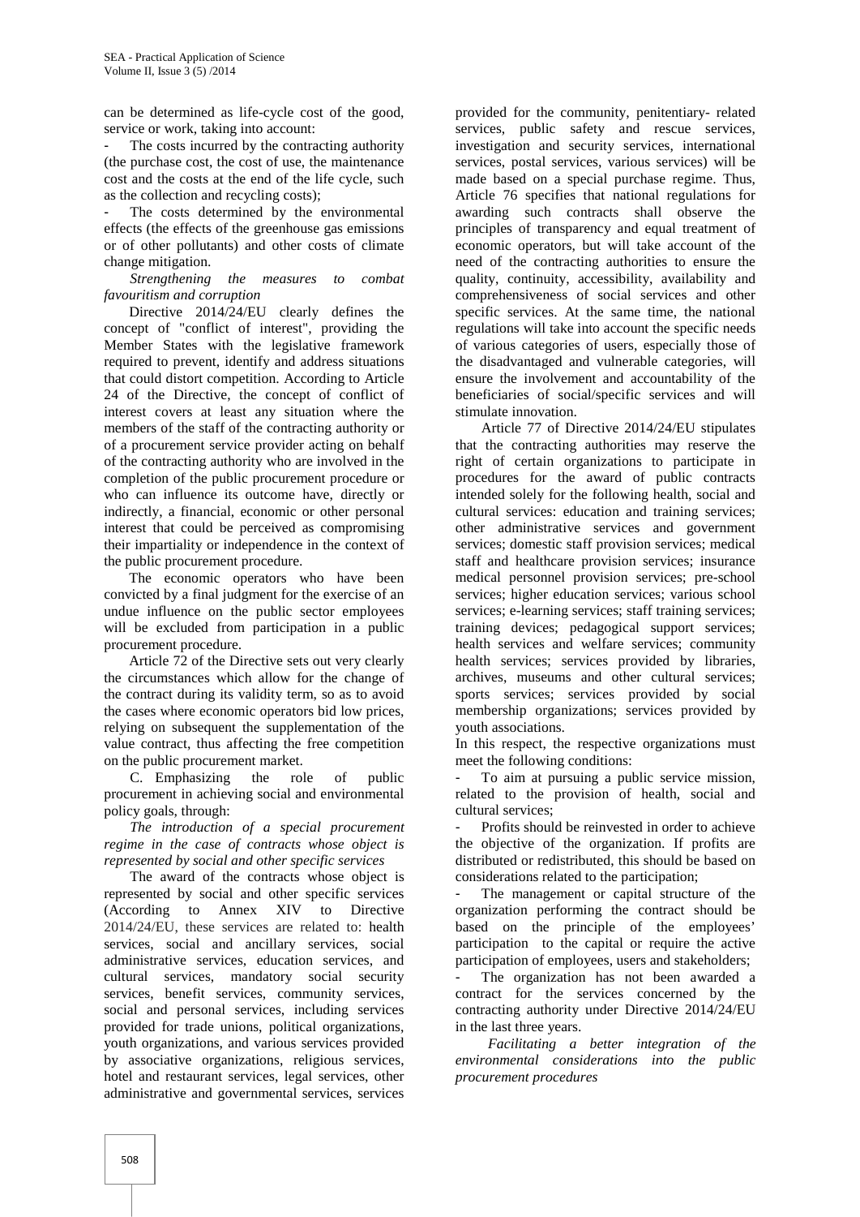can be determined as life-cycle cost of the good, service or work, taking into account:

- The costs incurred by the contracting authority (the purchase cost, the cost of use, the maintenance cost and the costs at the end of the life cycle, such as the collection and recycling costs);
- The costs determined by the environmental effects (the effects of the greenhouse gas emissions or of other pollutants) and other costs of climate change mitigation.

*Strengthening the measures to combat favouritism and corruption*

Directive 2014/24/EU clearly defines the concept of "conflict of interest", providing the Member States with the legislative framework required to prevent, identify and address situations that could distort competition. According to Article 24 of the Directive, the concept of conflict of interest covers at least any situation where the members of the staff of the contracting authority or of a procurement service provider acting on behalf of the contracting authority who are involved in the completion of the public procurement procedure or who can influence its outcome have, directly or indirectly, a financial, economic or other personal interest that could be perceived as compromising their impartiality or independence in the context of the public procurement procedure.

The economic operators who have been convicted by a final judgment for the exercise of an undue influence on the public sector employees will be excluded from participation in a public procurement procedure.

Article 72 of the Directive sets out very clearly the circumstances which allow for the change of the contract during its validity term, so as to avoid the cases where economic operators bid low prices, relying on subsequent the supplementation of the value contract, thus affecting the free competition on the public procurement market.

C. Emphasizing the role of public procurement in achieving social and environmental policy goals, through:

*The introduction of a special procurement regime in the case of contracts whose object is represented by social and other specific services*

The award of the contracts whose object is represented by social and other specific services (According to Annex XIV to Directive 2014/24/EU, these services are related to: health services, social and ancillary services, social administrative services, education services, and cultural services, mandatory social security services, benefit services, community services, social and personal services, including services provided for trade unions, political organizations, youth organizations, and various services provided by associative organizations, religious services, hotel and restaurant services, legal services, other administrative and governmental services, services provided for the community, penitentiary- related services, public safety and rescue services, investigation and security services, international services, postal services, various services) will be made based on a special purchase regime. Thus, Article 76 specifies that national regulations for awarding such contracts shall observe the principles of transparency and equal treatment of economic operators, but will take account of the need of the contracting authorities to ensure the quality, continuity, accessibility, availability and comprehensiveness of social services and other specific services. At the same time, the national regulations will take into account the specific needs of various categories of users, especially those of the disadvantaged and vulnerable categories, will ensure the involvement and accountability of the beneficiaries of social/specific services and will stimulate innovation.

Article 77 of Directive 2014/24/EU stipulates that the contracting authorities may reserve the right of certain organizations to participate in procedures for the award of public contracts intended solely for the following health, social and cultural services: education and training services; other administrative services and government services; domestic staff provision services; medical staff and healthcare provision services; insurance medical personnel provision services; pre-school services; higher education services; various school services; e-learning services; staff training services; training devices; pedagogical support services; health services and welfare services; community health services; services provided by libraries, archives, museums and other cultural services; sports services; services provided by social membership organizations; services provided by youth associations.

In this respect, the respective organizations must meet the following conditions:

- To aim at pursuing a public service mission, related to the provision of health, social and cultural services;
- Profits should be reinvested in order to achieve the objective of the organization. If profits are distributed or redistributed, this should be based on considerations related to the participation;
- The management or capital structure of the organization performing the contract should be based on the principle of the employees' participation to the capital or require the active participation of employees, users and stakeholders;
- The organization has not been awarded a contract for the services concerned by the contracting authority under Directive 2014/24/EU in the last three years.

*Facilitating a better integration of the environmental considerations into the public procurement procedures*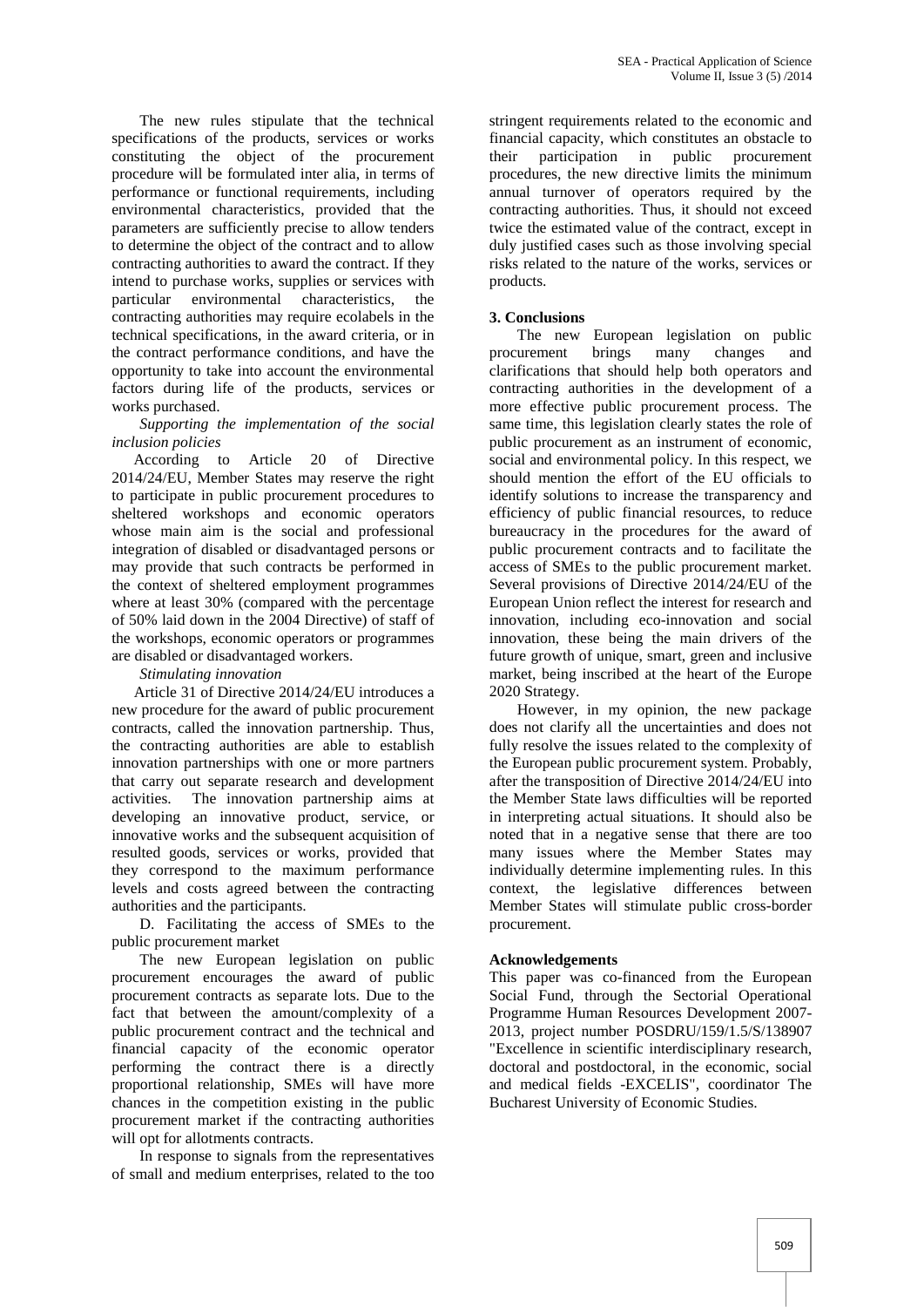The new rules stipulate that the technical specifications of the products, services or works constituting the object of the procurement procedure will be formulated inter alia, in terms of performance or functional requirements, including environmental characteristics, provided that the parameters are sufficiently precise to allow tenders to determine the object of the contract and to allow contracting authorities to award the contract. If they intend to purchase works, supplies or services with particular environmental characteristics, the contracting authorities may require ecolabels in the technical specifications, in the award criteria, or in the contract performance conditions, and have the opportunity to take into account the environmental factors during life of the products, services or works purchased.

*Supporting the implementation of the social inclusion policies*

According to Article 20 of Directive 2014/24/EU, Member States may reserve the right to participate in public procurement procedures to sheltered workshops and economic operators whose main aim is the social and professional integration of disabled or disadvantaged persons or may provide that such contracts be performed in the context of sheltered employment programmes where at least 30% (compared with the percentage of 50% laid down in the 2004 Directive) of staff of the workshops, economic operators or programmes are disabled or disadvantaged workers.

*Stimulating innovation*

Article 31 of Directive 2014/24/EU introduces a new procedure for the award of public procurement contracts, called the innovation partnership. Thus, the contracting authorities are able to establish innovation partnerships with one or more partners that carry out separate research and development activities. The innovation partnership aims at developing an innovative product, service, or innovative works and the subsequent acquisition of resulted goods, services or works, provided that they correspond to the maximum performance levels and costs agreed between the contracting authorities and the participants.

D. Facilitating the access of SMEs to the public procurement market

The new European legislation on public procurement encourages the award of public procurement contracts as separate lots. Due to the fact that between the amount/complexity of a public procurement contract and the technical and financial capacity of the economic operator performing the contract there is a directly proportional relationship, SMEs will have more chances in the competition existing in the public procurement market if the contracting authorities will opt for allotments contracts.

In response to signals from the representatives of small and medium enterprises, related to the too stringent requirements related to the economic and financial capacity, which constitutes an obstacle to their participation in public procurement procedures, the new directive limits the minimum annual turnover of operators required by the contracting authorities. Thus, it should not exceed twice the estimated value of the contract, except in duly justified cases such as those involving special risks related to the nature of the works, services or products.

## 3. Conclusions

The new European legislation on public procurement brings many changes and clarifications that should help both operators and contracting authorities in the development of a more effective public procurement process. The same time, this legislation clearly states the role of public procurement as an instrument of economic, social and environmental policy. In this respect, we should mention the effort of the EU officials to identify solutions to increase the transparency and efficiency of public financial resources, to reduce bureaucracy in the procedures for the award of public procurement contracts and to facilitate the access of SMEs to the public procurement market. Several provisions of Directive 2014/24/EU of the European Union reflect the interest for research and innovation, including eco-innovation and social innovation, these being the main drivers of the future growth of unique, smart, green and inclusive market, being inscribed at the heart of the Europe 2020 Strategy.

However, in my opinion, the new package does not clarify all the uncertainties and does not fully resolve the issues related to the complexity of the European public procurement system. Probably, after the transposition of Directive 2014/24/EU into the Member State laws difficulties will be reported in interpreting actual situations. It should also be noted that in a negative sense that there are too many issues where the Member States may individually determine implementing rules. In this context, the legislative differences between Member States will stimulate public cross-border procurement.

## Acknowledgements

This paper was co-financed from the European Social Fund, through the Sectorial Operational Programme Human Resources Development 2007-2013, project number POSDRU/159/1.5/S/138907 "Excellence in scientific interdisciplinary research, doctoral and postdoctoral, in the economic, social and medical fields -EXCELIS", coordinator The Bucharest University of Economic Studies.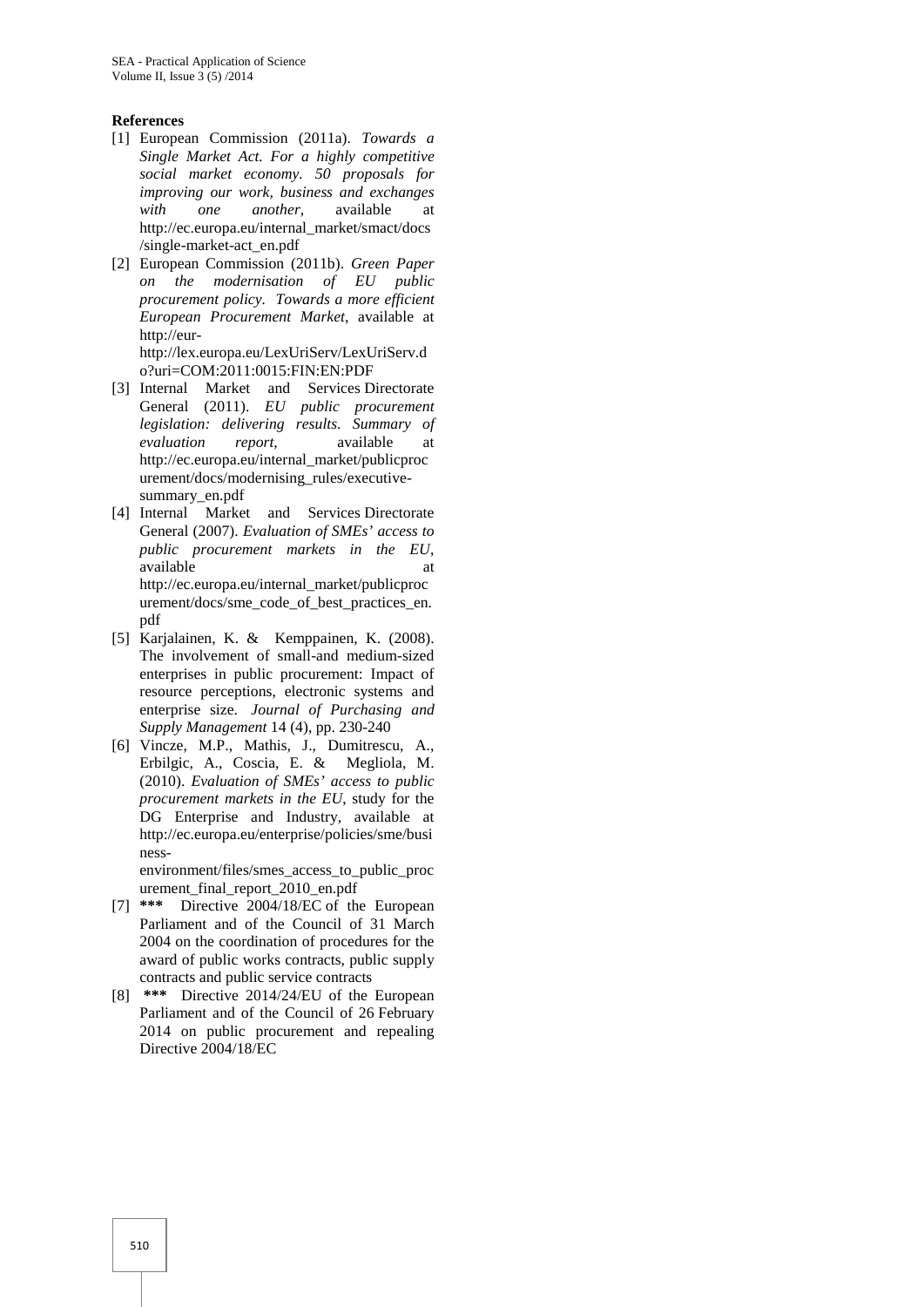**References**

[1] European Commission (2011a). *Towards a Single Market Act. For a highly competitive social market economy. 50 proposals for improving our work, business and exchanges with one another*, available at http://ec.europa.eu/internal_market/smact/docs/single-market-act_en.pdf

[2] European Commission (2011b). *Green Paper on the modernisation of EU public procurement policy. Towards a more efficient European Procurement Market*, available at http://eur-http://lex.europa.eu/LexUriServ/LexUriServ.do?uri=COM:2011:0015:FIN:EN:PDF

[3] Internal Market and Services Directorate General (2011). *EU public procurement legislation: delivering results. Summary of evaluation report*, available at http://ec.europa.eu/internal_market/publicprocurement/docs/modernising_rules/executive-summary_en.pdf

[4] Internal Market and Services Directorate General (2007). *Evaluation of SMEs' access to public procurement markets in the EU*, available at http://ec.europa.eu/internal_market/publicprocurement/docs/sme_code_of_best_practices_en.pdf

[5] Karjalainen, K. & Kemppainen, K. (2008). The involvement of small-and medium-sized enterprises in public procurement: Impact of resource perceptions, electronic systems and enterprise size. *Journal of Purchasing and Supply Management* 14 (4), pp. 230-240

[6] Vincze, M.P., Mathis, J., Dumitrescu, A., Erbilgic, A., Coscia, E. & Megliola, M. (2010). *Evaluation of SMEs' access to public procurement markets in the EU*, study for the DG Enterprise and Industry, available at http://ec.europa.eu/enterprise/policies/sme/business-environment/files/smes_access_to_public_procurement_final_report_2010_en.pdf

[7] **\*\*\*** Directive 2004/18/EC of the European Parliament and of the Council of 31 March 2004 on the coordination of procedures for the award of public works contracts, public supply contracts and public service contracts

[8] **\*\*\*** Directive 2014/24/EU of the European Parliament and of the Council of 26 February 2014 on public procurement and repealing Directive 2004/18/EC